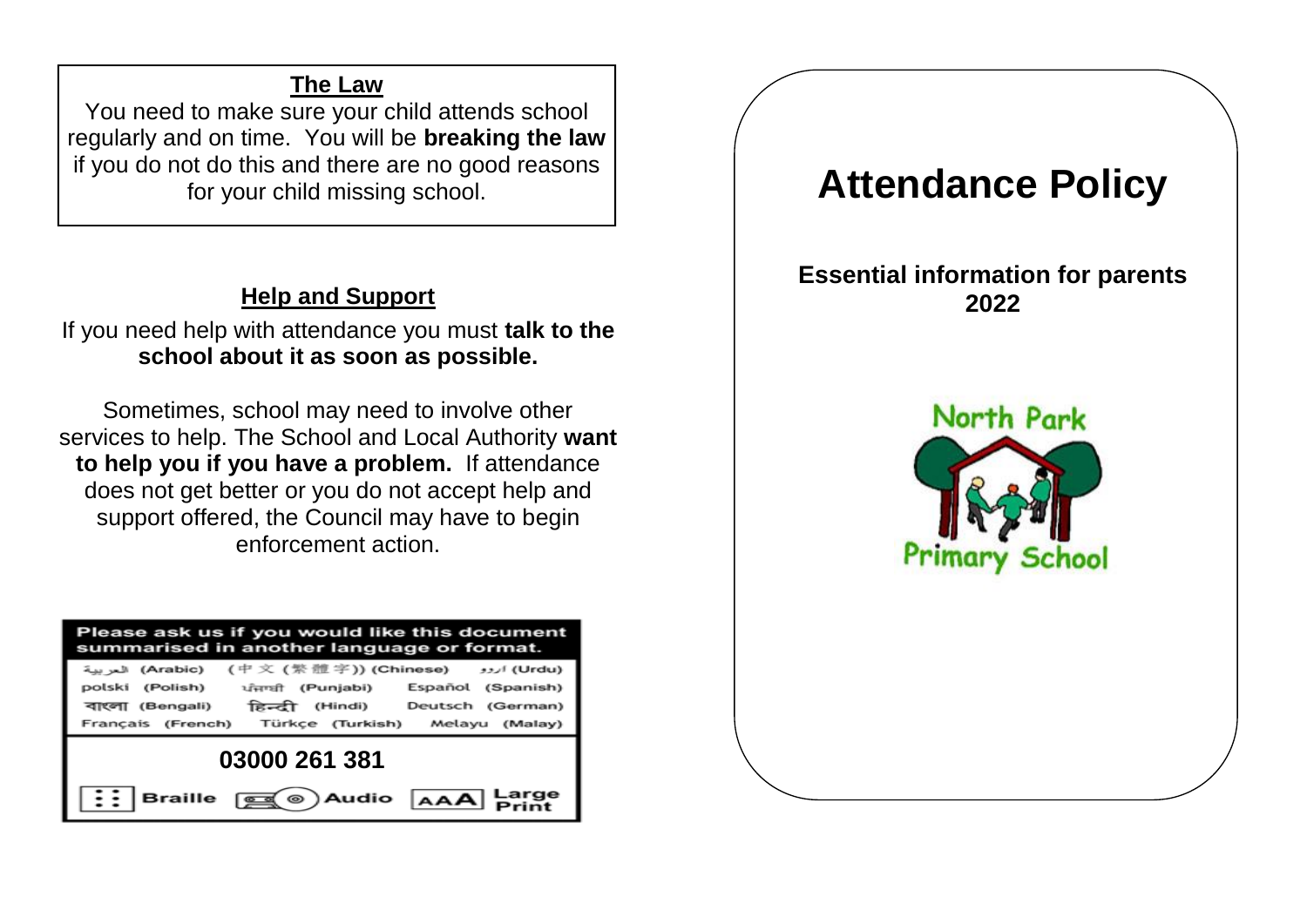## The Law

You need to make sure your child attends school regularly and on time. You will be **breaking the law** if you do not do this and there are no good reasons for your child missing school.

## Help and Support

If you need help with attendance you must **talk to the school about it as soon as possible.**

Sometimes, school may need to involve other services to help. The School and Local Authority **want to help you if you have a problem.** If attendance does not get better or you do not accept help and support offered, the Council may have to begin enforcement action.

**Please ask us if you would like this document summarised in another language or format.**

| | | |
|---|---|---|
| العربية (Arabic) | (中文 (繁體字)) (Chinese) | اردو (Urdu) |
| polski (Polish) | ਪੰਜਾਬੀ (Punjabi) | Español (Spanish) |
| বাংলা (Bengali) | हिन्दी (Hindi) | Deutsch (German) |
| Français (French) | Türkçe (Turkish) | Melayu (Malay) |

**03000 261 381**

Braille Audio Large Print

# Attendance Policy

**Essential information for parents 2022**

North Park Primary School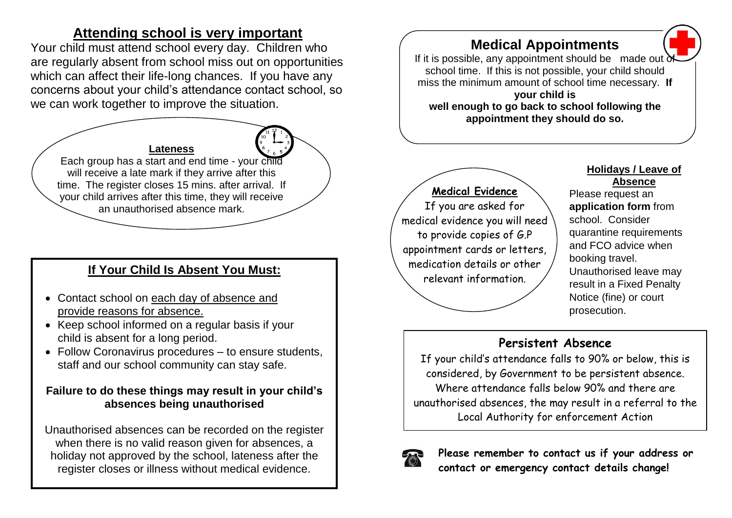## Attending school is very important

Your child must attend school every day. Children who are regularly absent from school miss out on opportunities which can affect their life-long chances. If you have any concerns about your child's attendance contact school, so we can work together to improve the situation.

### Lateness

Each group has a start and end time - your child will receive a late mark if they arrive after this time. The register closes 15 mins. after arrival. If your child arrives after this time, they will receive an unauthorised absence mark.

### If Your Child Is Absent You Must:

- Contact school on each day of absence and provide reasons for absence.
- Keep school informed on a regular basis if your child is absent for a long period.
- Follow Coronavirus procedures – to ensure students, staff and our school community can stay safe.

**Failure to do these things may result in your child's absences being unauthorised**

Unauthorised absences can be recorded on the register when there is no valid reason given for absences, a holiday not approved by the school, lateness after the register closes or illness without medical evidence.

## Medical Appointments

If it is possible, any appointment should be made out of school time. If this is not possible, your child should miss the minimum amount of school time necessary. **If your child is well enough to go back to school following the appointment they should do so.**

### Medical Evidence

If you are asked for medical evidence you will need to provide copies of G.P appointment cards or letters, medication details or other relevant information.

### Holidays / Leave of Absence

Please request an **application form** from school. Consider quarantine requirements and FCO advice when booking travel. Unauthorised leave may result in a Fixed Penalty Notice (fine) or court prosecution.

### Persistent Absence

If your child's attendance falls to 90% or below, this is considered, by Government to be persistent absence. Where attendance falls below 90% and there are unauthorised absences, the may result in a referral to the Local Authority for enforcement Action

**Please remember to contact us if your address or contact or emergency contact details change!**